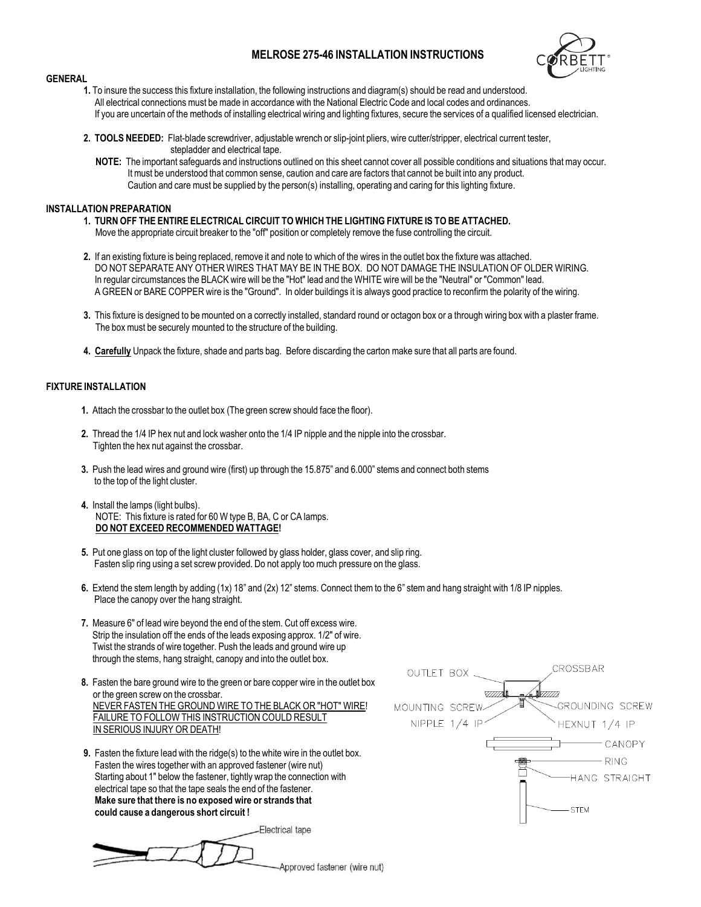# MELROSE 275-46 INSTALLATION INSTRUCTIONS

## GENERAL

1. To insure the success this fixture installation, the following instructions and diagram(s) should be read and understood. All electrical connections must be made in accordance with the National Electric Code and local codes and ordinances. If you are uncertain of the methods of installing electrical wiring and lighting fixtures, secure the services of a qualified licensed electrician.

2. **TOOLS NEEDED:** Flat-blade screwdriver, adjustable wrench or slip-joint pliers, wire cutter/stripper, electrical current tester, stepladder and electrical tape.

   **NOTE:** The important safeguards and instructions outlined on this sheet cannot cover all possible conditions and situations that may occur. It must be understood that common sense, caution and care are factors that cannot be built into any product. Caution and care must be supplied by the person(s) installing, operating and caring for this lighting fixture.

## INSTALLATION PREPARATION

1. **TURN OFF THE ENTIRE ELECTRICAL CIRCUIT TO WHICH THE LIGHTING FIXTURE IS TO BE ATTACHED.** Move the appropriate circuit breaker to the "off" position or completely remove the fuse controlling the circuit.

2. If an existing fixture is being replaced, remove it and note to which of the wires in the outlet box the fixture was attached. DO NOT SEPARATE ANY OTHER WIRES THAT MAY BE IN THE BOX. DO NOT DAMAGE THE INSULATION OF OLDER WIRING. In regular circumstances the BLACK wire will be the "Hot" lead and the WHITE wire will be the "Neutral" or "Common" lead. A GREEN or BARE COPPER wire is the "Ground". In older buildings it is always good practice to reconfirm the polarity of the wiring.

3. This fixture is designed to be mounted on a correctly installed, standard round or octagon box or a through wiring box with a plaster frame. The box must be securely mounted to the structure of the building.

4. **<u>Carefully</u>** Unpack the fixture, shade and parts bag. Before discarding the carton make sure that all parts are found.

## FIXTURE INSTALLATION

1. Attach the crossbar to the outlet box (The green screw should face the floor).

2. Thread the 1/4 IP hex nut and lock washer onto the 1/4 IP nipple and the nipple into the crossbar. Tighten the hex nut against the crossbar.

3. Push the lead wires and ground wire (first) up through the 15.875" and 6.000" stems and connect both stems to the top of the light cluster.

4. Install the lamps (light bulbs). NOTE: This fixture is rated for 60 W type B, BA, C or CA lamps. **<u>DO NOT EXCEED RECOMMENDED WATTAGE!</u>**

5. Put one glass on top of the light cluster followed by glass holder, glass cover, and slip ring. Fasten slip ring using a set screw provided. Do not apply too much pressure on the glass.

6. Extend the stem length by adding (1x) 18" and (2x) 12" stems. Connect them to the 6" stem and hang straight with 1/8 IP nipples. Place the canopy over the hang straight.

7. Measure 6" of lead wire beyond the end of the stem. Cut off excess wire. Strip the insulation off the ends of the leads exposing approx. 1/2" of wire. Twist the strands of wire together. Push the leads and ground wire up through the stems, hang straight, canopy and into the outlet box.

8. Fasten the bare ground wire to the green or bare copper wire in the outlet box or the green screw on the crossbar. <u>NEVER FASTEN THE GROUND WIRE TO THE BLACK OR "HOT" WIRE! FAILURE TO FOLLOW THIS INSTRUCTION COULD RESULT IN SERIOUS INJURY OR DEATH!</u>

9. Fasten the fixture lead with the ridge(s) to the white wire in the outlet box. Fasten the wires together with an approved fastener (wire nut) Starting about 1" below the fastener, tightly wrap the connection with electrical tape so that the tape seals the end of the fastener. **Make sure that there is no exposed wire or strands that could cause a dangerous short circuit !**

Electrical tape

Approved fastener (wire nut)

OUTLET BOX — CROSSBAR — MOUNTING SCREW — GROUNDING SCREW — NIPPLE 1/4 IP — HEXNUT 1/4 IP — CANOPY — RING — HANG STRAIGHT — STEM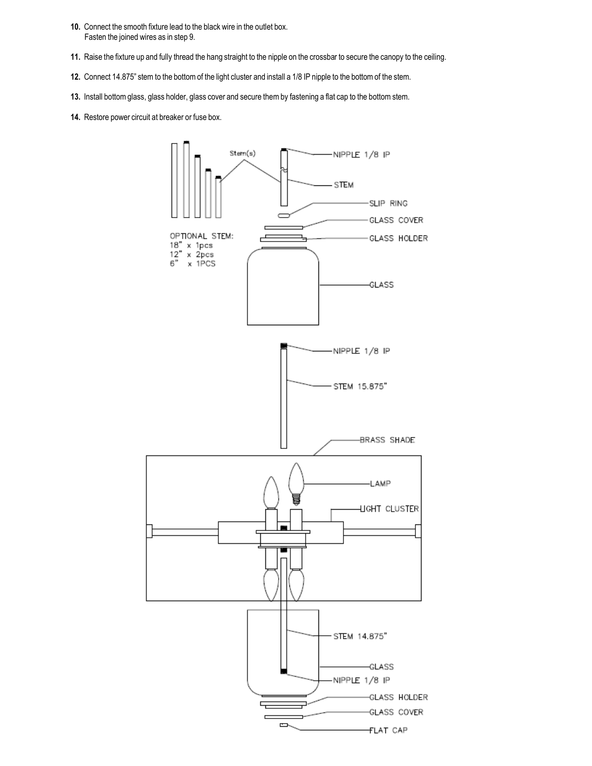10. Connect the smooth fixture lead to the black wire in the outlet box.
    Fasten the joined wires as in step 9.

11. Raise the fixture up and fully thread the hang straight to the nipple on the crossbar to secure the canopy to the ceiling.

12. Connect 14.875" stem to the bottom of the light cluster and install a 1/8 IP nipple to the bottom of the stem.

13. Install bottom glass, glass holder, glass cover and secure them by fastening a flat cap to the bottom stem.

14. Restore power circuit at breaker or fuse box.

Stem(s)

NIPPLE 1/8 IP

STEM

SLIP RING

GLASS COVER

GLASS HOLDER

OPTIONAL STEM:
18" x 1pcs
12" x 2pcs
6" x 1PCS

GLASS

NIPPLE 1/8 IP

STEM 15.875"

BRASS SHADE

LAMP

LIGHT CLUSTER

STEM 14.875"

GLASS

NIPPLE 1/8 IP

GLASS HOLDER

GLASS COVER

FLAT CAP